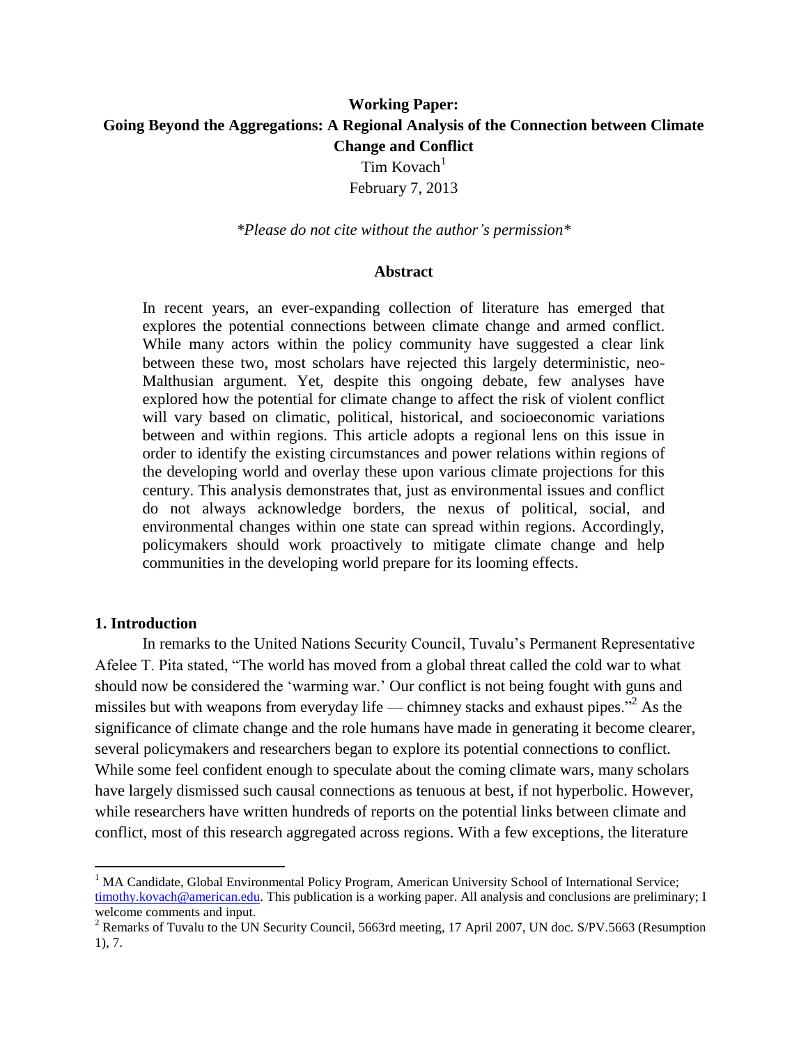**Working Paper:**

# Going Beyond the Aggregations: A Regional Analysis of the Connection between Climate Change and Conflict

Tim Kovach[1]

February 7, 2013

*\*Please do not cite without the author's permission\**

### Abstract

In recent years, an ever-expanding collection of literature has emerged that explores the potential connections between climate change and armed conflict. While many actors within the policy community have suggested a clear link between these two, most scholars have rejected this largely deterministic, neo-Malthusian argument. Yet, despite this ongoing debate, few analyses have explored how the potential for climate change to affect the risk of violent conflict will vary based on climatic, political, historical, and socioeconomic variations between and within regions. This article adopts a regional lens on this issue in order to identify the existing circumstances and power relations within regions of the developing world and overlay these upon various climate projections for this century. This analysis demonstrates that, just as environmental issues and conflict do not always acknowledge borders, the nexus of political, social, and environmental changes within one state can spread within regions. Accordingly, policymakers should work proactively to mitigate climate change and help communities in the developing world prepare for its looming effects.

## 1. Introduction

In remarks to the United Nations Security Council, Tuvalu's Permanent Representative Afelee T. Pita stated, "The world has moved from a global threat called the cold war to what should now be considered the 'warming war.' Our conflict is not being fought with guns and missiles but with weapons from everyday life — chimney stacks and exhaust pipes."[2] As the significance of climate change and the role humans have made in generating it become clearer, several policymakers and researchers began to explore its potential connections to conflict. While some feel confident enough to speculate about the coming climate wars, many scholars have largely dismissed such causal connections as tenuous at best, if not hyperbolic. However, while researchers have written hundreds of reports on the potential links between climate and conflict, most of this research aggregated across regions. With a few exceptions, the literature

---

[1] MA Candidate, Global Environmental Policy Program, American University School of International Service; timothy.kovach@american.edu. This publication is a working paper. All analysis and conclusions are preliminary; I welcome comments and input.

[2] Remarks of Tuvalu to the UN Security Council, 5663rd meeting, 17 April 2007, UN doc. S/PV.5663 (Resumption 1), 7.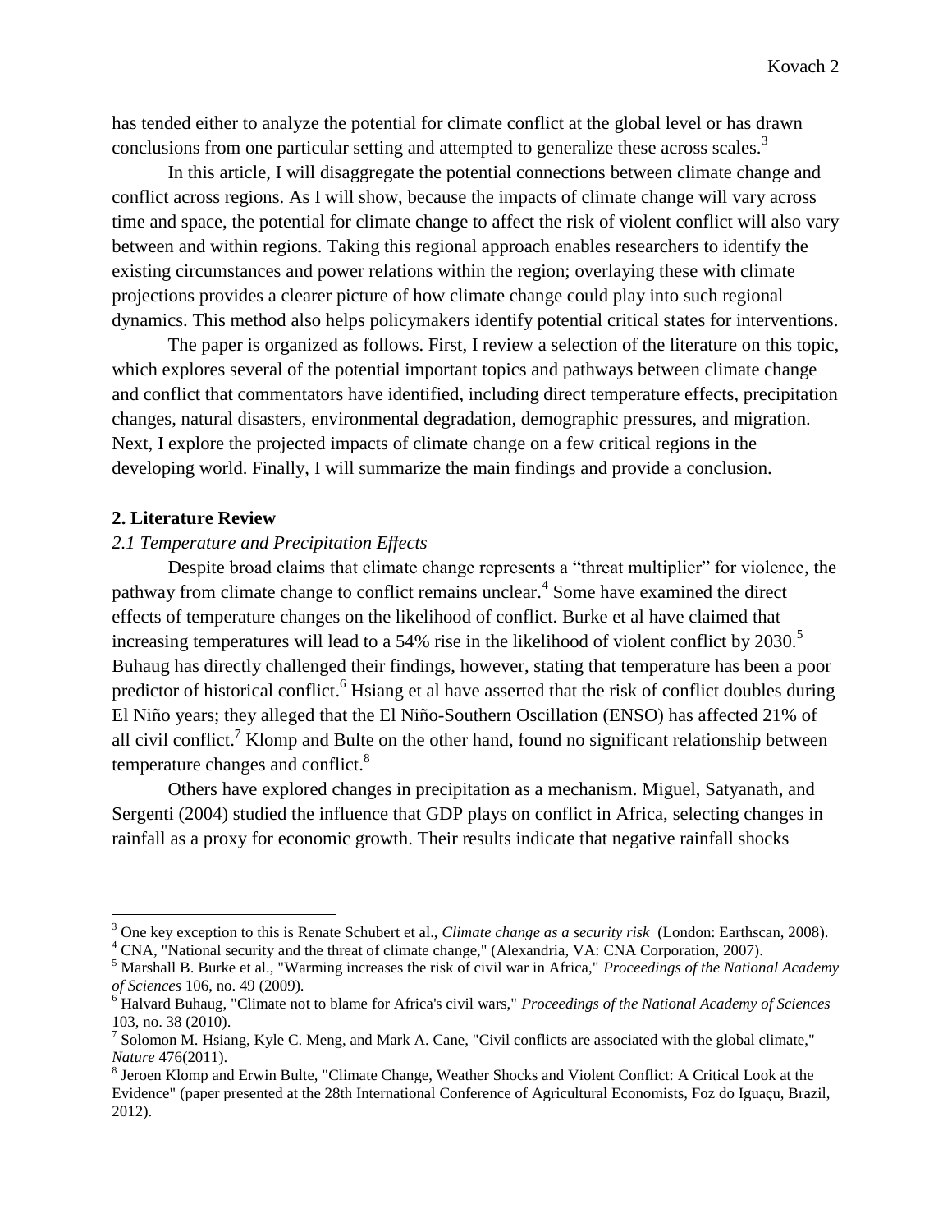has tended either to analyze the potential for climate conflict at the global level or has drawn conclusions from one particular setting and attempted to generalize these across scales.[3]

In this article, I will disaggregate the potential connections between climate change and conflict across regions. As I will show, because the impacts of climate change will vary across time and space, the potential for climate change to affect the risk of violent conflict will also vary between and within regions. Taking this regional approach enables researchers to identify the existing circumstances and power relations within the region; overlaying these with climate projections provides a clearer picture of how climate change could play into such regional dynamics. This method also helps policymakers identify potential critical states for interventions.

The paper is organized as follows. First, I review a selection of the literature on this topic, which explores several of the potential important topics and pathways between climate change and conflict that commentators have identified, including direct temperature effects, precipitation changes, natural disasters, environmental degradation, demographic pressures, and migration. Next, I explore the projected impacts of climate change on a few critical regions in the developing world. Finally, I will summarize the main findings and provide a conclusion.

## 2. Literature Review

### *2.1 Temperature and Precipitation Effects*

Despite broad claims that climate change represents a "threat multiplier" for violence, the pathway from climate change to conflict remains unclear.[4] Some have examined the direct effects of temperature changes on the likelihood of conflict. Burke et al have claimed that increasing temperatures will lead to a 54% rise in the likelihood of violent conflict by 2030.[5] Buhaug has directly challenged their findings, however, stating that temperature has been a poor predictor of historical conflict.[6] Hsiang et al have asserted that the risk of conflict doubles during El Niño years; they alleged that the El Niño-Southern Oscillation (ENSO) has affected 21% of all civil conflict.[7] Klomp and Bulte on the other hand, found no significant relationship between temperature changes and conflict.[8]

Others have explored changes in precipitation as a mechanism. Miguel, Satyanath, and Sergenti (2004) studied the influence that GDP plays on conflict in Africa, selecting changes in rainfall as a proxy for economic growth. Their results indicate that negative rainfall shocks

---

[3] One key exception to this is Renate Schubert et al., *Climate change as a security risk* (London: Earthscan, 2008).

[4] CNA, "National security and the threat of climate change," (Alexandria, VA: CNA Corporation, 2007).

[5] Marshall B. Burke et al., "Warming increases the risk of civil war in Africa," *Proceedings of the National Academy of Sciences* 106, no. 49 (2009).

[6] Halvard Buhaug, "Climate not to blame for Africa's civil wars," *Proceedings of the National Academy of Sciences* 103, no. 38 (2010).

[7] Solomon M. Hsiang, Kyle C. Meng, and Mark A. Cane, "Civil conflicts are associated with the global climate," *Nature* 476(2011).

[8] Jeroen Klomp and Erwin Bulte, "Climate Change, Weather Shocks and Violent Conflict: A Critical Look at the Evidence" (paper presented at the 28th International Conference of Agricultural Economists, Foz do Iguaçu, Brazil, 2012).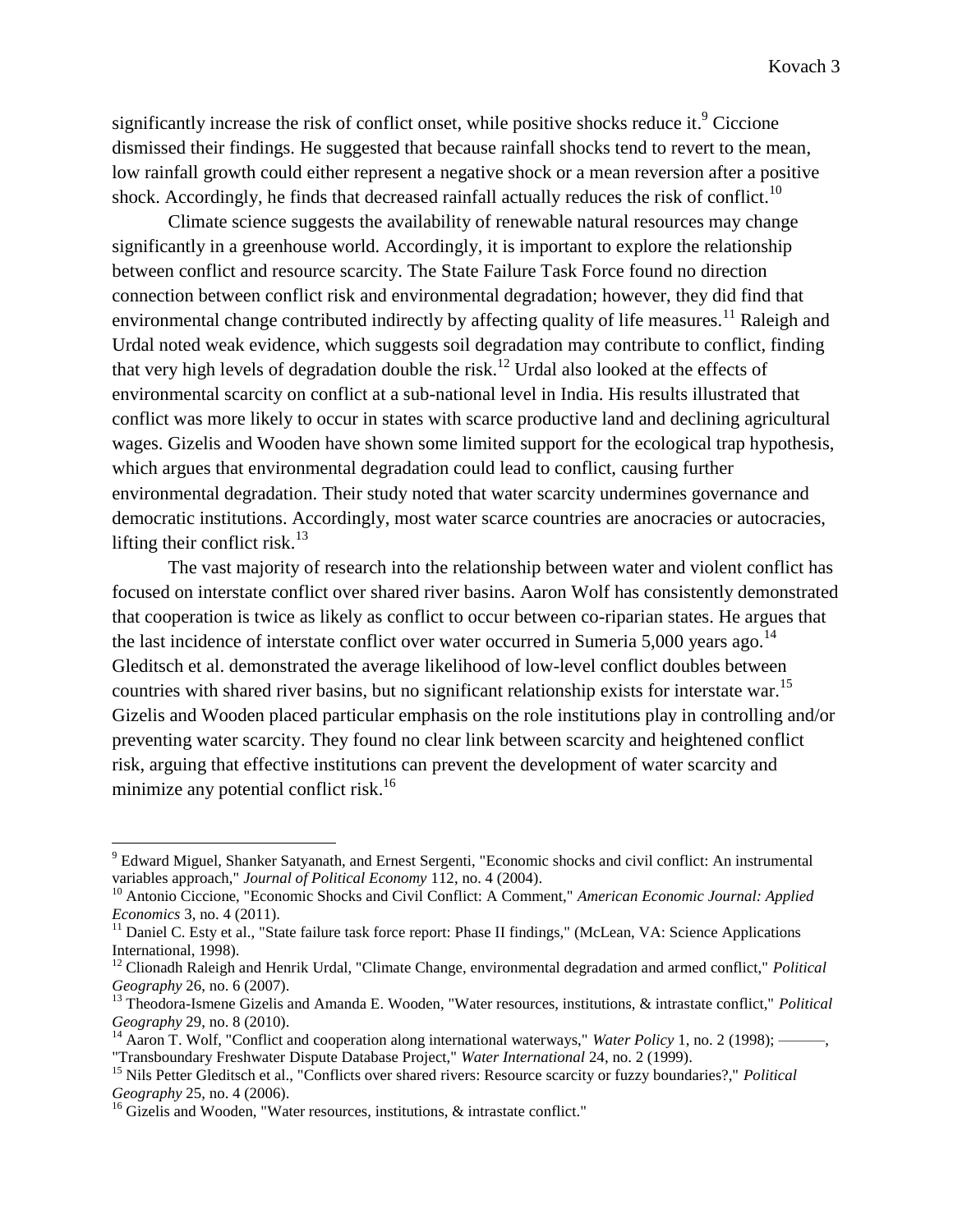significantly increase the risk of conflict onset, while positive shocks reduce it.[9] Ciccione dismissed their findings. He suggested that because rainfall shocks tend to revert to the mean, low rainfall growth could either represent a negative shock or a mean reversion after a positive shock. Accordingly, he finds that decreased rainfall actually reduces the risk of conflict.[10]

Climate science suggests the availability of renewable natural resources may change significantly in a greenhouse world. Accordingly, it is important to explore the relationship between conflict and resource scarcity. The State Failure Task Force found no direction connection between conflict risk and environmental degradation; however, they did find that environmental change contributed indirectly by affecting quality of life measures.[11] Raleigh and Urdal noted weak evidence, which suggests soil degradation may contribute to conflict, finding that very high levels of degradation double the risk.[12] Urdal also looked at the effects of environmental scarcity on conflict at a sub-national level in India. His results illustrated that conflict was more likely to occur in states with scarce productive land and declining agricultural wages. Gizelis and Wooden have shown some limited support for the ecological trap hypothesis, which argues that environmental degradation could lead to conflict, causing further environmental degradation. Their study noted that water scarcity undermines governance and democratic institutions. Accordingly, most water scarce countries are anocracies or autocracies, lifting their conflict risk.[13]

The vast majority of research into the relationship between water and violent conflict has focused on interstate conflict over shared river basins. Aaron Wolf has consistently demonstrated that cooperation is twice as likely as conflict to occur between co-riparian states. He argues that the last incidence of interstate conflict over water occurred in Sumeria 5,000 years ago.[14] Gleditsch et al. demonstrated the average likelihood of low-level conflict doubles between countries with shared river basins, but no significant relationship exists for interstate war.[15] Gizelis and Wooden placed particular emphasis on the role institutions play in controlling and/or preventing water scarcity. They found no clear link between scarcity and heightened conflict risk, arguing that effective institutions can prevent the development of water scarcity and minimize any potential conflict risk.[16]

---

[9] Edward Miguel, Shanker Satyanath, and Ernest Sergenti, "Economic shocks and civil conflict: An instrumental variables approach," *Journal of Political Economy* 112, no. 4 (2004).

[10] Antonio Ciccione, "Economic Shocks and Civil Conflict: A Comment," *American Economic Journal: Applied Economics* 3, no. 4 (2011).

[11] Daniel C. Esty et al., "State failure task force report: Phase II findings," (McLean, VA: Science Applications International, 1998).

[12] Clionadh Raleigh and Henrik Urdal, "Climate Change, environmental degradation and armed conflict," *Political Geography* 26, no. 6 (2007).

[13] Theodora-Ismene Gizelis and Amanda E. Wooden, "Water resources, institutions, & intrastate conflict," *Political Geography* 29, no. 8 (2010).

[14] Aaron T. Wolf, "Conflict and cooperation along international waterways," *Water Policy* 1, no. 2 (1998); ———, "Transboundary Freshwater Dispute Database Project," *Water International* 24, no. 2 (1999).

[15] Nils Petter Gleditsch et al., "Conflicts over shared rivers: Resource scarcity or fuzzy boundaries?," *Political Geography* 25, no. 4 (2006).

[16] Gizelis and Wooden, "Water resources, institutions, & intrastate conflict."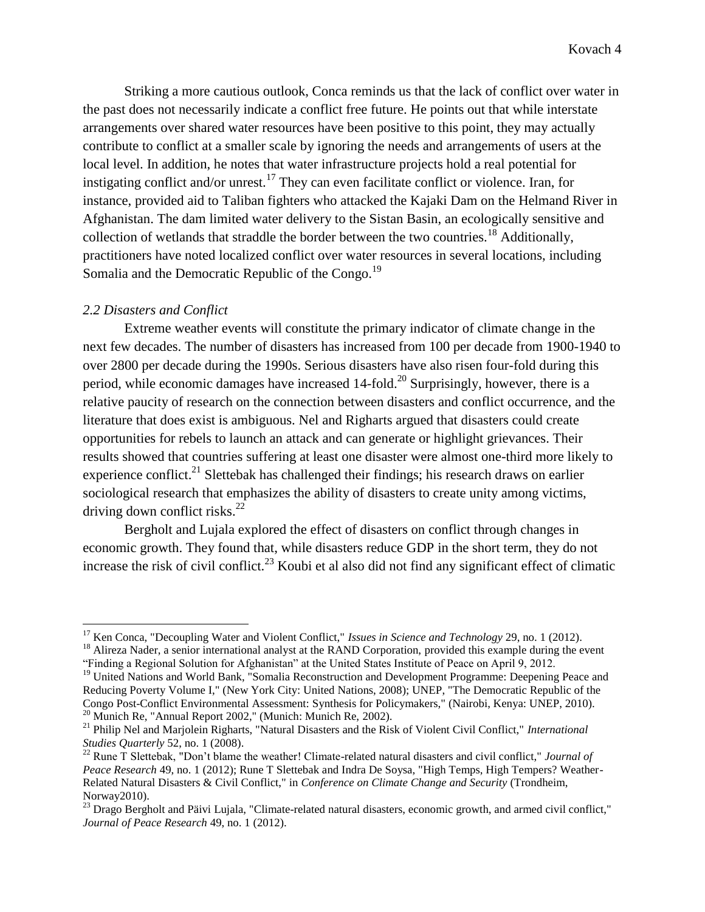Striking a more cautious outlook, Conca reminds us that the lack of conflict over water in the past does not necessarily indicate a conflict free future. He points out that while interstate arrangements over shared water resources have been positive to this point, they may actually contribute to conflict at a smaller scale by ignoring the needs and arrangements of users at the local level. In addition, he notes that water infrastructure projects hold a real potential for instigating conflict and/or unrest.[17] They can even facilitate conflict or violence. Iran, for instance, provided aid to Taliban fighters who attacked the Kajaki Dam on the Helmand River in Afghanistan. The dam limited water delivery to the Sistan Basin, an ecologically sensitive and collection of wetlands that straddle the border between the two countries.[18] Additionally, practitioners have noted localized conflict over water resources in several locations, including Somalia and the Democratic Republic of the Congo.[19]

### *2.2 Disasters and Conflict*

Extreme weather events will constitute the primary indicator of climate change in the next few decades. The number of disasters has increased from 100 per decade from 1900-1940 to over 2800 per decade during the 1990s. Serious disasters have also risen four-fold during this period, while economic damages have increased 14-fold.[20] Surprisingly, however, there is a relative paucity of research on the connection between disasters and conflict occurrence, and the literature that does exist is ambiguous. Nel and Righarts argued that disasters could create opportunities for rebels to launch an attack and can generate or highlight grievances. Their results showed that countries suffering at least one disaster were almost one-third more likely to experience conflict.[21] Slettebak has challenged their findings; his research draws on earlier sociological research that emphasizes the ability of disasters to create unity among victims, driving down conflict risks.[22]

Bergholt and Lujala explored the effect of disasters on conflict through changes in economic growth. They found that, while disasters reduce GDP in the short term, they do not increase the risk of civil conflict.[23] Koubi et al also did not find any significant effect of climatic

---

[17] Ken Conca, "Decoupling Water and Violent Conflict," *Issues in Science and Technology* 29, no. 1 (2012).

[18] Alireza Nader, a senior international analyst at the RAND Corporation, provided this example during the event "Finding a Regional Solution for Afghanistan" at the United States Institute of Peace on April 9, 2012.

[19] United Nations and World Bank, "Somalia Reconstruction and Development Programme: Deepening Peace and Reducing Poverty Volume I," (New York City: United Nations, 2008); UNEP, "The Democratic Republic of the Congo Post-Conflict Environmental Assessment: Synthesis for Policymakers," (Nairobi, Kenya: UNEP, 2010).

[20] Munich Re, "Annual Report 2002," (Munich: Munich Re, 2002).

[21] Philip Nel and Marjolein Righarts, "Natural Disasters and the Risk of Violent Civil Conflict," *International Studies Quarterly* 52, no. 1 (2008).

[22] Rune T Slettebak, "Don't blame the weather! Climate-related natural disasters and civil conflict," *Journal of Peace Research* 49, no. 1 (2012); Rune T Slettebak and Indra De Soysa, "High Temps, High Tempers? Weather-Related Natural Disasters & Civil Conflict," in *Conference on Climate Change and Security* (Trondheim, Norway2010).

[23] Drago Bergholt and Päivi Lujala, "Climate-related natural disasters, economic growth, and armed civil conflict," *Journal of Peace Research* 49, no. 1 (2012).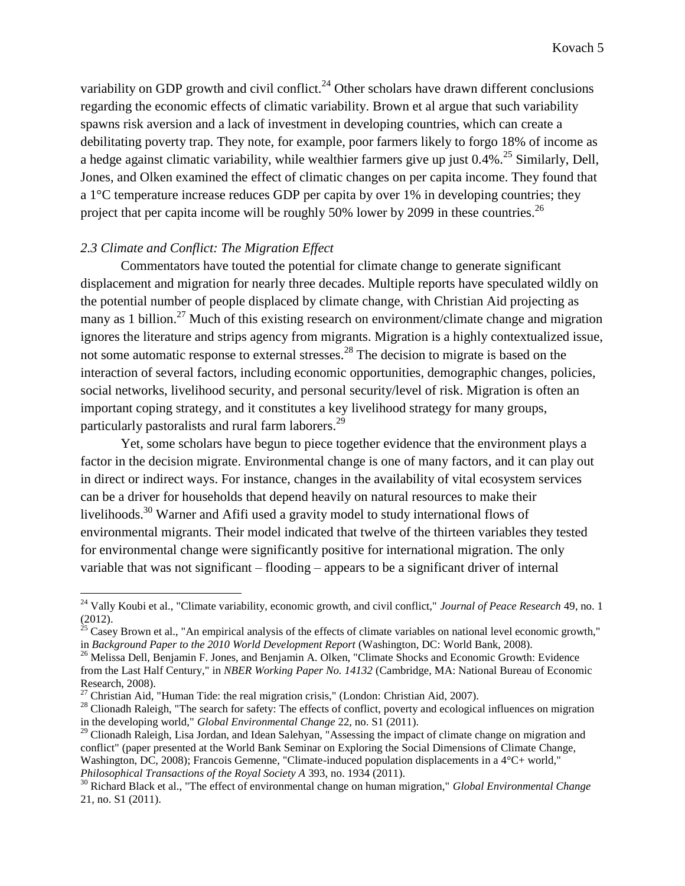variability on GDP growth and civil conflict.[24] Other scholars have drawn different conclusions regarding the economic effects of climatic variability. Brown et al argue that such variability spawns risk aversion and a lack of investment in developing countries, which can create a debilitating poverty trap. They note, for example, poor farmers likely to forgo 18% of income as a hedge against climatic variability, while wealthier farmers give up just 0.4%.[25] Similarly, Dell, Jones, and Olken examined the effect of climatic changes on per capita income. They found that a 1°C temperature increase reduces GDP per capita by over 1% in developing countries; they project that per capita income will be roughly 50% lower by 2099 in these countries.[26]

### *2.3 Climate and Conflict: The Migration Effect*

Commentators have touted the potential for climate change to generate significant displacement and migration for nearly three decades. Multiple reports have speculated wildly on the potential number of people displaced by climate change, with Christian Aid projecting as many as 1 billion.[27] Much of this existing research on environment/climate change and migration ignores the literature and strips agency from migrants. Migration is a highly contextualized issue, not some automatic response to external stresses.[28] The decision to migrate is based on the interaction of several factors, including economic opportunities, demographic changes, policies, social networks, livelihood security, and personal security/level of risk. Migration is often an important coping strategy, and it constitutes a key livelihood strategy for many groups, particularly pastoralists and rural farm laborers.[29]

Yet, some scholars have begun to piece together evidence that the environment plays a factor in the decision migrate. Environmental change is one of many factors, and it can play out in direct or indirect ways. For instance, changes in the availability of vital ecosystem services can be a driver for households that depend heavily on natural resources to make their livelihoods.[30] Warner and Afifi used a gravity model to study international flows of environmental migrants. Their model indicated that twelve of the thirteen variables they tested for environmental change were significantly positive for international migration. The only variable that was not significant – flooding – appears to be a significant driver of internal

---

[24] Vally Koubi et al., "Climate variability, economic growth, and civil conflict," *Journal of Peace Research* 49, no. 1 (2012).

[25] Casey Brown et al., "An empirical analysis of the effects of climate variables on national level economic growth," in *Background Paper to the 2010 World Development Report* (Washington, DC: World Bank, 2008).

[26] Melissa Dell, Benjamin F. Jones, and Benjamin A. Olken, "Climate Shocks and Economic Growth: Evidence from the Last Half Century," in *NBER Working Paper No. 14132* (Cambridge, MA: National Bureau of Economic Research, 2008).

[27] Christian Aid, "Human Tide: the real migration crisis," (London: Christian Aid, 2007).

[28] Clionadh Raleigh, "The search for safety: The effects of conflict, poverty and ecological influences on migration in the developing world," *Global Environmental Change* 22, no. S1 (2011).

[29] Clionadh Raleigh, Lisa Jordan, and Idean Salehyan, "Assessing the impact of climate change on migration and conflict" (paper presented at the World Bank Seminar on Exploring the Social Dimensions of Climate Change, Washington, DC, 2008); Francois Gemenne, "Climate-induced population displacements in a 4°C+ world," *Philosophical Transactions of the Royal Society A* 393, no. 1934 (2011).

[30] Richard Black et al., "The effect of environmental change on human migration," *Global Environmental Change* 21, no. S1 (2011).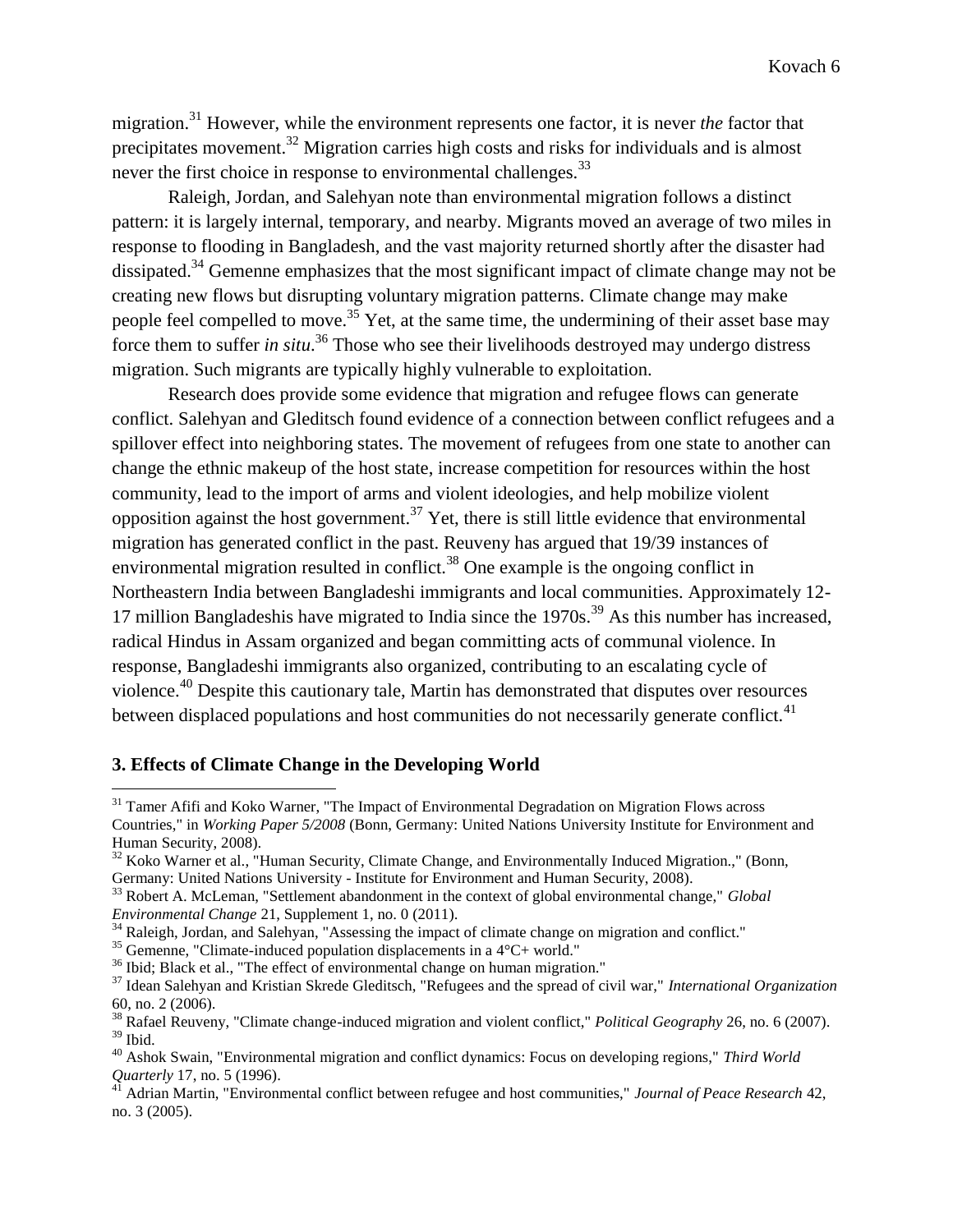migration.[31] However, while the environment represents one factor, it is never *the* factor that precipitates movement.[32] Migration carries high costs and risks for individuals and is almost never the first choice in response to environmental challenges.[33]

Raleigh, Jordan, and Salehyan note than environmental migration follows a distinct pattern: it is largely internal, temporary, and nearby. Migrants moved an average of two miles in response to flooding in Bangladesh, and the vast majority returned shortly after the disaster had dissipated.[34] Gemenne emphasizes that the most significant impact of climate change may not be creating new flows but disrupting voluntary migration patterns. Climate change may make people feel compelled to move.[35] Yet, at the same time, the undermining of their asset base may force them to suffer *in situ*.[36] Those who see their livelihoods destroyed may undergo distress migration. Such migrants are typically highly vulnerable to exploitation.

Research does provide some evidence that migration and refugee flows can generate conflict. Salehyan and Gleditsch found evidence of a connection between conflict refugees and a spillover effect into neighboring states. The movement of refugees from one state to another can change the ethnic makeup of the host state, increase competition for resources within the host community, lead to the import of arms and violent ideologies, and help mobilize violent opposition against the host government.[37] Yet, there is still little evidence that environmental migration has generated conflict in the past. Reuveny has argued that 19/39 instances of environmental migration resulted in conflict.[38] One example is the ongoing conflict in Northeastern India between Bangladeshi immigrants and local communities. Approximately 12-17 million Bangladeshis have migrated to India since the 1970s.[39] As this number has increased, radical Hindus in Assam organized and began committing acts of communal violence. In response, Bangladeshi immigrants also organized, contributing to an escalating cycle of violence.[40] Despite this cautionary tale, Martin has demonstrated that disputes over resources between displaced populations and host communities do not necessarily generate conflict.[41]

## 3. Effects of Climate Change in the Developing World

---

[31] Tamer Afifi and Koko Warner, "The Impact of Environmental Degradation on Migration Flows across Countries," in *Working Paper 5/2008* (Bonn, Germany: United Nations University Institute for Environment and Human Security, 2008).

[32] Koko Warner et al., "Human Security, Climate Change, and Environmentally Induced Migration.," (Bonn, Germany: United Nations University - Institute for Environment and Human Security, 2008).

[33] Robert A. McLeman, "Settlement abandonment in the context of global environmental change," *Global Environmental Change* 21, Supplement 1, no. 0 (2011).

[34] Raleigh, Jordan, and Salehyan, "Assessing the impact of climate change on migration and conflict."

[35] Gemenne, "Climate-induced population displacements in a 4°C+ world."

[36] Ibid; Black et al., "The effect of environmental change on human migration."

[37] Idean Salehyan and Kristian Skrede Gleditsch, "Refugees and the spread of civil war," *International Organization* 60, no. 2 (2006).

[38] Rafael Reuveny, "Climate change-induced migration and violent conflict," *Political Geography* 26, no. 6 (2007).

[39] Ibid.

[40] Ashok Swain, "Environmental migration and conflict dynamics: Focus on developing regions," *Third World Quarterly* 17, no. 5 (1996).

[41] Adrian Martin, "Environmental conflict between refugee and host communities," *Journal of Peace Research* 42, no. 3 (2005).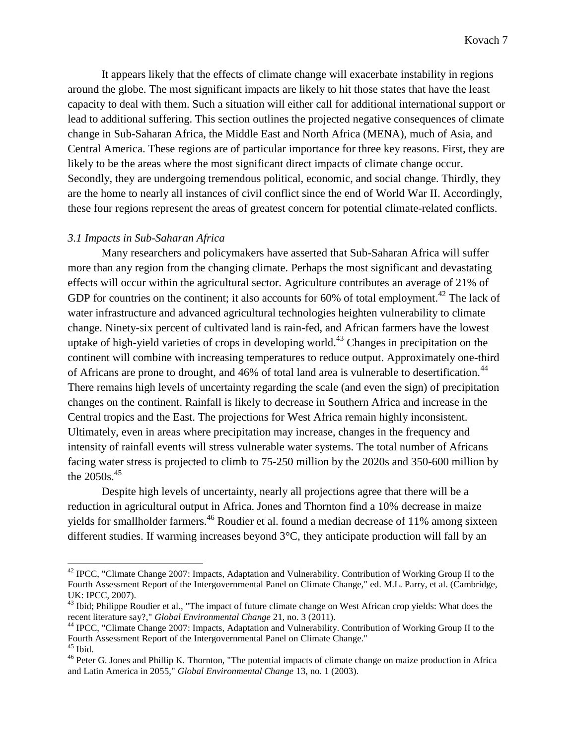It appears likely that the effects of climate change will exacerbate instability in regions around the globe. The most significant impacts are likely to hit those states that have the least capacity to deal with them. Such a situation will either call for additional international support or lead to additional suffering. This section outlines the projected negative consequences of climate change in Sub-Saharan Africa, the Middle East and North Africa (MENA), much of Asia, and Central America. These regions are of particular importance for three key reasons. First, they are likely to be the areas where the most significant direct impacts of climate change occur. Secondly, they are undergoing tremendous political, economic, and social change. Thirdly, they are the home to nearly all instances of civil conflict since the end of World War II. Accordingly, these four regions represent the areas of greatest concern for potential climate-related conflicts.

*3.1 Impacts in Sub-Saharan Africa*

Many researchers and policymakers have asserted that Sub-Saharan Africa will suffer more than any region from the changing climate. Perhaps the most significant and devastating effects will occur within the agricultural sector. Agriculture contributes an average of 21% of GDP for countries on the continent; it also accounts for 60% of total employment.[42] The lack of water infrastructure and advanced agricultural technologies heighten vulnerability to climate change. Ninety-six percent of cultivated land is rain-fed, and African farmers have the lowest uptake of high-yield varieties of crops in developing world.[43] Changes in precipitation on the continent will combine with increasing temperatures to reduce output. Approximately one-third of Africans are prone to drought, and 46% of total land area is vulnerable to desertification.[44] There remains high levels of uncertainty regarding the scale (and even the sign) of precipitation changes on the continent. Rainfall is likely to decrease in Southern Africa and increase in the Central tropics and the East. The projections for West Africa remain highly inconsistent. Ultimately, even in areas where precipitation may increase, changes in the frequency and intensity of rainfall events will stress vulnerable water systems. The total number of Africans facing water stress is projected to climb to 75-250 million by the 2020s and 350-600 million by the 2050s.[45]

Despite high levels of uncertainty, nearly all projections agree that there will be a reduction in agricultural output in Africa. Jones and Thornton find a 10% decrease in maize yields for smallholder farmers.[46] Roudier et al. found a median decrease of 11% among sixteen different studies. If warming increases beyond 3°C, they anticipate production will fall by an

---

[42] IPCC, "Climate Change 2007: Impacts, Adaptation and Vulnerability. Contribution of Working Group II to the Fourth Assessment Report of the Intergovernmental Panel on Climate Change," ed. M.L. Parry, et al. (Cambridge, UK: IPCC, 2007).

[43] Ibid; Philippe Roudier et al., "The impact of future climate change on West African crop yields: What does the recent literature say?," *Global Environmental Change* 21, no. 3 (2011).

[44] IPCC, "Climate Change 2007: Impacts, Adaptation and Vulnerability. Contribution of Working Group II to the Fourth Assessment Report of the Intergovernmental Panel on Climate Change."

[45] Ibid.

[46] Peter G. Jones and Phillip K. Thornton, "The potential impacts of climate change on maize production in Africa and Latin America in 2055," *Global Environmental Change* 13, no. 1 (2003).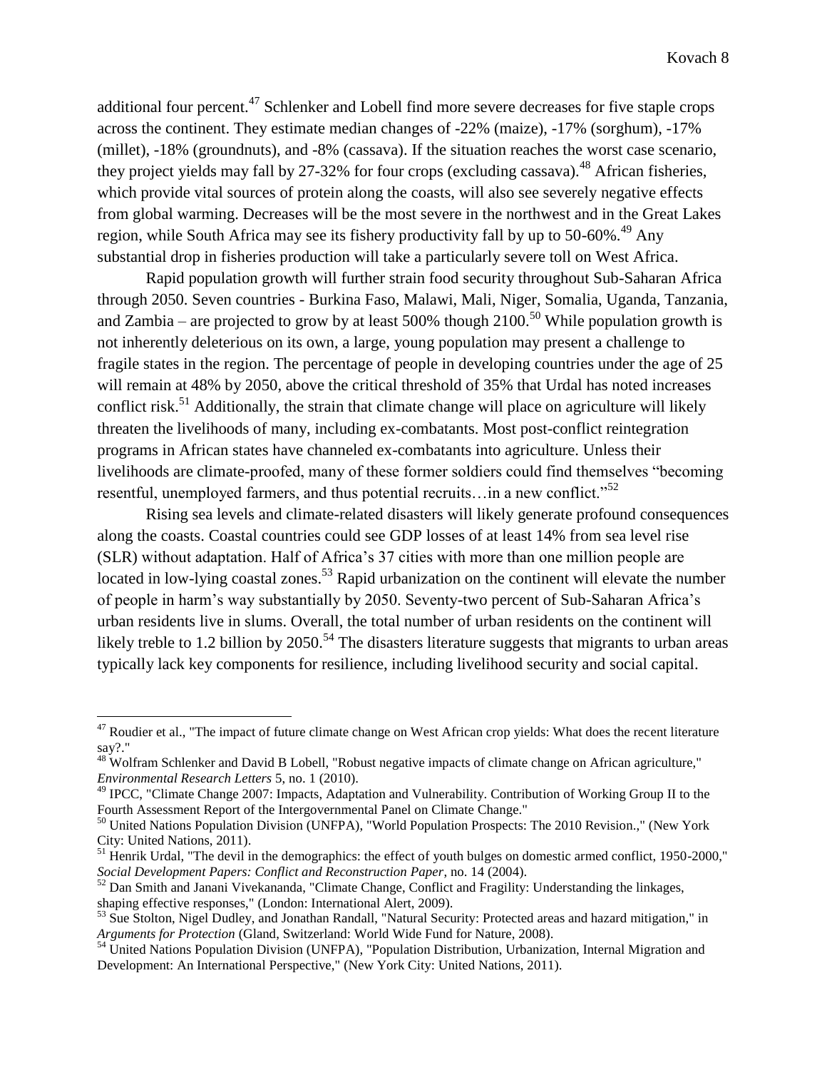additional four percent.[47] Schlenker and Lobell find more severe decreases for five staple crops across the continent. They estimate median changes of -22% (maize), -17% (sorghum), -17% (millet), -18% (groundnuts), and -8% (cassava). If the situation reaches the worst case scenario, they project yields may fall by 27-32% for four crops (excluding cassava).[48] African fisheries, which provide vital sources of protein along the coasts, will also see severely negative effects from global warming. Decreases will be the most severe in the northwest and in the Great Lakes region, while South Africa may see its fishery productivity fall by up to 50-60%.[49] Any substantial drop in fisheries production will take a particularly severe toll on West Africa.

Rapid population growth will further strain food security throughout Sub-Saharan Africa through 2050. Seven countries - Burkina Faso, Malawi, Mali, Niger, Somalia, Uganda, Tanzania, and Zambia – are projected to grow by at least 500% though 2100.[50] While population growth is not inherently deleterious on its own, a large, young population may present a challenge to fragile states in the region. The percentage of people in developing countries under the age of 25 will remain at 48% by 2050, above the critical threshold of 35% that Urdal has noted increases conflict risk.[51] Additionally, the strain that climate change will place on agriculture will likely threaten the livelihoods of many, including ex-combatants. Most post-conflict reintegration programs in African states have channeled ex-combatants into agriculture. Unless their livelihoods are climate-proofed, many of these former soldiers could find themselves "becoming resentful, unemployed farmers, and thus potential recruits…in a new conflict."[52]

Rising sea levels and climate-related disasters will likely generate profound consequences along the coasts. Coastal countries could see GDP losses of at least 14% from sea level rise (SLR) without adaptation. Half of Africa's 37 cities with more than one million people are located in low-lying coastal zones.[53] Rapid urbanization on the continent will elevate the number of people in harm's way substantially by 2050. Seventy-two percent of Sub-Saharan Africa's urban residents live in slums. Overall, the total number of urban residents on the continent will likely treble to 1.2 billion by 2050.[54] The disasters literature suggests that migrants to urban areas typically lack key components for resilience, including livelihood security and social capital.

---

[47] Roudier et al., "The impact of future climate change on West African crop yields: What does the recent literature say?."

[48] Wolfram Schlenker and David B Lobell, "Robust negative impacts of climate change on African agriculture," *Environmental Research Letters* 5, no. 1 (2010).

[49] IPCC, "Climate Change 2007: Impacts, Adaptation and Vulnerability. Contribution of Working Group II to the Fourth Assessment Report of the Intergovernmental Panel on Climate Change."

[50] United Nations Population Division (UNFPA), "World Population Prospects: The 2010 Revision.," (New York City: United Nations, 2011).

[51] Henrik Urdal, "The devil in the demographics: the effect of youth bulges on domestic armed conflict, 1950-2000," *Social Development Papers: Conflict and Reconstruction Paper*, no. 14 (2004).

[52] Dan Smith and Janani Vivekananda, "Climate Change, Conflict and Fragility: Understanding the linkages, shaping effective responses," (London: International Alert, 2009).

[53] Sue Stolton, Nigel Dudley, and Jonathan Randall, "Natural Security: Protected areas and hazard mitigation," in *Arguments for Protection* (Gland, Switzerland: World Wide Fund for Nature, 2008).

[54] United Nations Population Division (UNFPA), "Population Distribution, Urbanization, Internal Migration and Development: An International Perspective," (New York City: United Nations, 2011).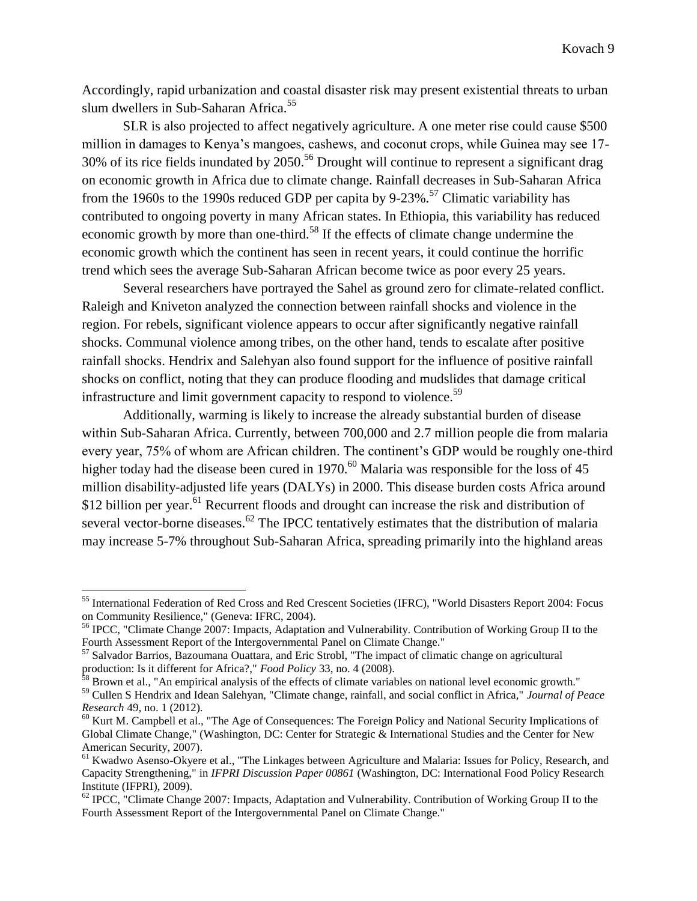Accordingly, rapid urbanization and coastal disaster risk may present existential threats to urban slum dwellers in Sub-Saharan Africa.[55]

SLR is also projected to affect negatively agriculture. A one meter rise could cause $500 million in damages to Kenya's mangoes, cashews, and coconut crops, while Guinea may see 17-30% of its rice fields inundated by 2050.[56] Drought will continue to represent a significant drag on economic growth in Africa due to climate change. Rainfall decreases in Sub-Saharan Africa from the 1960s to the 1990s reduced GDP per capita by 9-23%.[57] Climatic variability has contributed to ongoing poverty in many African states. In Ethiopia, this variability has reduced economic growth by more than one-third.[58] If the effects of climate change undermine the economic growth which the continent has seen in recent years, it could continue the horrific trend which sees the average Sub-Saharan African become twice as poor every 25 years.

Several researchers have portrayed the Sahel as ground zero for climate-related conflict. Raleigh and Kniveton analyzed the connection between rainfall shocks and violence in the region. For rebels, significant violence appears to occur after significantly negative rainfall shocks. Communal violence among tribes, on the other hand, tends to escalate after positive rainfall shocks. Hendrix and Salehyan also found support for the influence of positive rainfall shocks on conflict, noting that they can produce flooding and mudslides that damage critical infrastructure and limit government capacity to respond to violence.[59]

Additionally, warming is likely to increase the already substantial burden of disease within Sub-Saharan Africa. Currently, between 700,000 and 2.7 million people die from malaria every year, 75% of whom are African children. The continent's GDP would be roughly one-third higher today had the disease been cured in 1970.[60] Malaria was responsible for the loss of 45 million disability-adjusted life years (DALYs) in 2000. This disease burden costs Africa around $12 billion per year.[61] Recurrent floods and drought can increase the risk and distribution of several vector-borne diseases.[62] The IPCC tentatively estimates that the distribution of malaria may increase 5-7% throughout Sub-Saharan Africa, spreading primarily into the highland areas

---

[55] International Federation of Red Cross and Red Crescent Societies (IFRC), "World Disasters Report 2004: Focus on Community Resilience," (Geneva: IFRC, 2004).

[56] IPCC, "Climate Change 2007: Impacts, Adaptation and Vulnerability. Contribution of Working Group II to the Fourth Assessment Report of the Intergovernmental Panel on Climate Change."

[57] Salvador Barrios, Bazoumana Ouattara, and Eric Strobl, "The impact of climatic change on agricultural production: Is it different for Africa?," *Food Policy* 33, no. 4 (2008).

[58] Brown et al., "An empirical analysis of the effects of climate variables on national level economic growth."

[59] Cullen S Hendrix and Idean Salehyan, "Climate change, rainfall, and social conflict in Africa," *Journal of Peace Research* 49, no. 1 (2012).

[60] Kurt M. Campbell et al., "The Age of Consequences: The Foreign Policy and National Security Implications of Global Climate Change," (Washington, DC: Center for Strategic & International Studies and the Center for New American Security, 2007).

[61] Kwadwo Asenso-Okyere et al., "The Linkages between Agriculture and Malaria: Issues for Policy, Research, and Capacity Strengthening," in *IFPRI Discussion Paper 00861* (Washington, DC: International Food Policy Research Institute (IFPRI), 2009).

[62] IPCC, "Climate Change 2007: Impacts, Adaptation and Vulnerability. Contribution of Working Group II to the Fourth Assessment Report of the Intergovernmental Panel on Climate Change."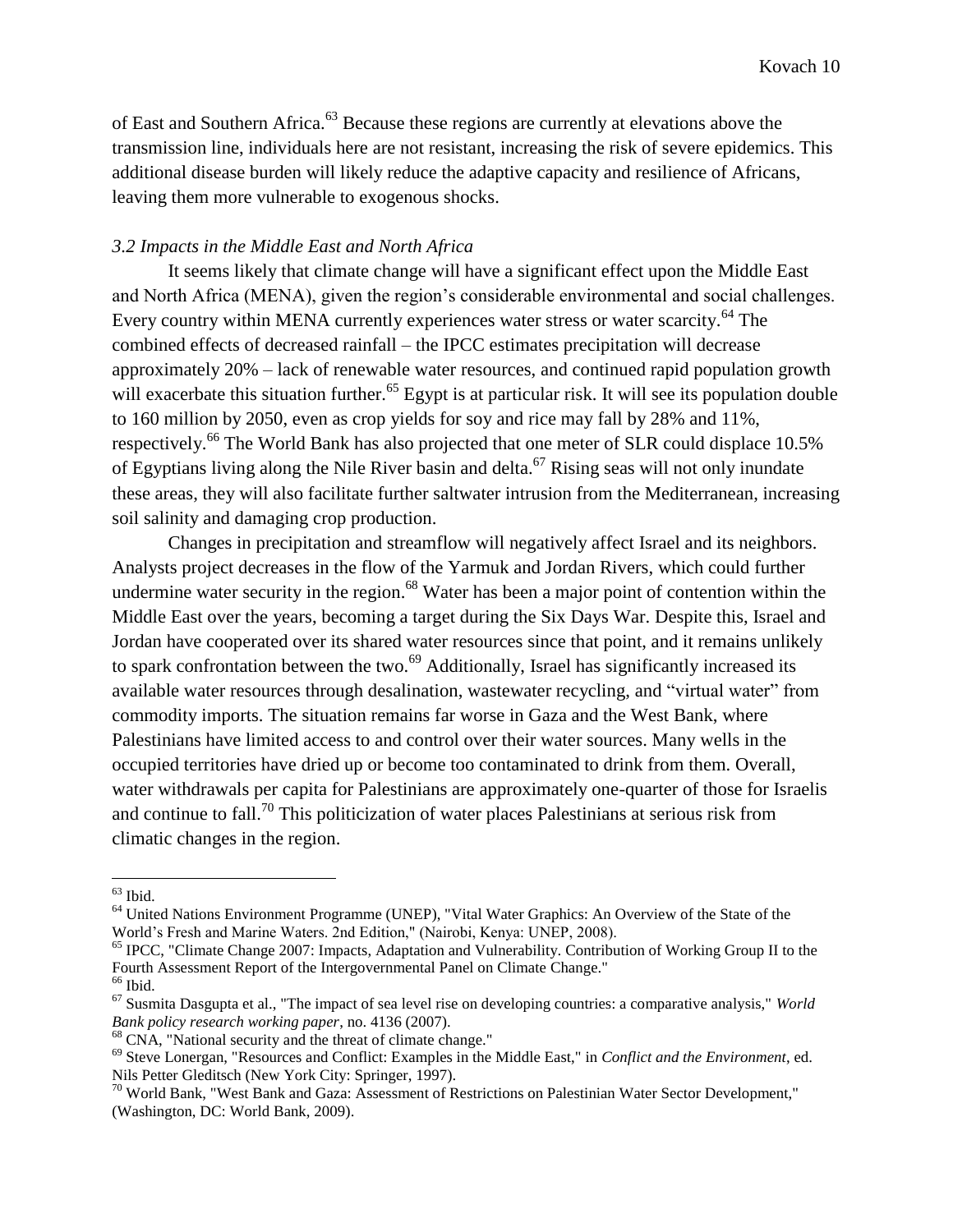of East and Southern Africa.[63] Because these regions are currently at elevations above the transmission line, individuals here are not resistant, increasing the risk of severe epidemics. This additional disease burden will likely reduce the adaptive capacity and resilience of Africans, leaving them more vulnerable to exogenous shocks.

### *3.2 Impacts in the Middle East and North Africa*

It seems likely that climate change will have a significant effect upon the Middle East and North Africa (MENA), given the region's considerable environmental and social challenges. Every country within MENA currently experiences water stress or water scarcity.[64] The combined effects of decreased rainfall – the IPCC estimates precipitation will decrease approximately 20% – lack of renewable water resources, and continued rapid population growth will exacerbate this situation further.[65] Egypt is at particular risk. It will see its population double to 160 million by 2050, even as crop yields for soy and rice may fall by 28% and 11%, respectively.[66] The World Bank has also projected that one meter of SLR could displace 10.5% of Egyptians living along the Nile River basin and delta.[67] Rising seas will not only inundate these areas, they will also facilitate further saltwater intrusion from the Mediterranean, increasing soil salinity and damaging crop production.

Changes in precipitation and streamflow will negatively affect Israel and its neighbors. Analysts project decreases in the flow of the Yarmuk and Jordan Rivers, which could further undermine water security in the region.[68] Water has been a major point of contention within the Middle East over the years, becoming a target during the Six Days War. Despite this, Israel and Jordan have cooperated over its shared water resources since that point, and it remains unlikely to spark confrontation between the two.[69] Additionally, Israel has significantly increased its available water resources through desalination, wastewater recycling, and "virtual water" from commodity imports. The situation remains far worse in Gaza and the West Bank, where Palestinians have limited access to and control over their water sources. Many wells in the occupied territories have dried up or become too contaminated to drink from them. Overall, water withdrawals per capita for Palestinians are approximately one-quarter of those for Israelis and continue to fall.[70] This politicization of water places Palestinians at serious risk from climatic changes in the region.

---

[63] Ibid.

[64] United Nations Environment Programme (UNEP), "Vital Water Graphics: An Overview of the State of the World's Fresh and Marine Waters. 2nd Edition," (Nairobi, Kenya: UNEP, 2008).

[65] IPCC, "Climate Change 2007: Impacts, Adaptation and Vulnerability. Contribution of Working Group II to the Fourth Assessment Report of the Intergovernmental Panel on Climate Change."

[66] Ibid.

[67] Susmita Dasgupta et al., "The impact of sea level rise on developing countries: a comparative analysis," *World Bank policy research working paper*, no. 4136 (2007).

[68] CNA, "National security and the threat of climate change."

[69] Steve Lonergan, "Resources and Conflict: Examples in the Middle East," in *Conflict and the Environment*, ed. Nils Petter Gleditsch (New York City: Springer, 1997).

[70] World Bank, "West Bank and Gaza: Assessment of Restrictions on Palestinian Water Sector Development," (Washington, DC: World Bank, 2009).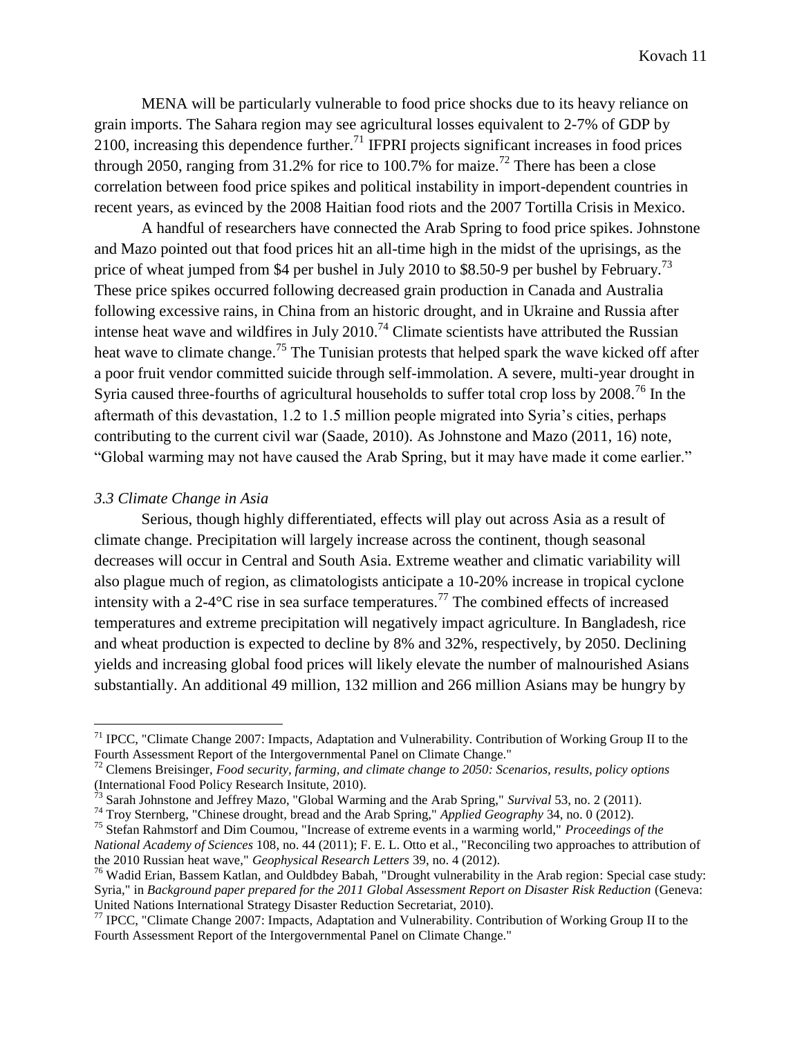MENA will be particularly vulnerable to food price shocks due to its heavy reliance on grain imports. The Sahara region may see agricultural losses equivalent to 2-7% of GDP by 2100, increasing this dependence further.[71] IFPRI projects significant increases in food prices through 2050, ranging from 31.2% for rice to 100.7% for maize.[72] There has been a close correlation between food price spikes and political instability in import-dependent countries in recent years, as evinced by the 2008 Haitian food riots and the 2007 Tortilla Crisis in Mexico.

A handful of researchers have connected the Arab Spring to food price spikes. Johnstone and Mazo pointed out that food prices hit an all-time high in the midst of the uprisings, as the price of wheat jumped from $4 per bushel in July 2010 to $8.50-9 per bushel by February.[73] These price spikes occurred following decreased grain production in Canada and Australia following excessive rains, in China from an historic drought, and in Ukraine and Russia after intense heat wave and wildfires in July 2010.[74] Climate scientists have attributed the Russian heat wave to climate change.[75] The Tunisian protests that helped spark the wave kicked off after a poor fruit vendor committed suicide through self-immolation. A severe, multi-year drought in Syria caused three-fourths of agricultural households to suffer total crop loss by 2008.[76] In the aftermath of this devastation, 1.2 to 1.5 million people migrated into Syria's cities, perhaps contributing to the current civil war (Saade, 2010). As Johnstone and Mazo (2011, 16) note, "Global warming may not have caused the Arab Spring, but it may have made it come earlier."

### *3.3 Climate Change in Asia*

Serious, though highly differentiated, effects will play out across Asia as a result of climate change. Precipitation will largely increase across the continent, though seasonal decreases will occur in Central and South Asia. Extreme weather and climatic variability will also plague much of region, as climatologists anticipate a 10-20% increase in tropical cyclone intensity with a 2-4°C rise in sea surface temperatures.[77] The combined effects of increased temperatures and extreme precipitation will negatively impact agriculture. In Bangladesh, rice and wheat production is expected to decline by 8% and 32%, respectively, by 2050. Declining yields and increasing global food prices will likely elevate the number of malnourished Asians substantially. An additional 49 million, 132 million and 266 million Asians may be hungry by

---

[71] IPCC, "Climate Change 2007: Impacts, Adaptation and Vulnerability. Contribution of Working Group II to the Fourth Assessment Report of the Intergovernmental Panel on Climate Change."

[72] Clemens Breisinger, *Food security, farming, and climate change to 2050: Scenarios, results, policy options* (International Food Policy Research Insitute, 2010).

[73] Sarah Johnstone and Jeffrey Mazo, "Global Warming and the Arab Spring," *Survival* 53, no. 2 (2011).

[74] Troy Sternberg, "Chinese drought, bread and the Arab Spring," *Applied Geography* 34, no. 0 (2012).

[75] Stefan Rahmstorf and Dim Coumou, "Increase of extreme events in a warming world," *Proceedings of the National Academy of Sciences* 108, no. 44 (2011); F. E. L. Otto et al., "Reconciling two approaches to attribution of the 2010 Russian heat wave," *Geophysical Research Letters* 39, no. 4 (2012).

[76] Wadid Erian, Bassem Katlan, and Ouldbdey Babah, "Drought vulnerability in the Arab region: Special case study: Syria," in *Background paper prepared for the 2011 Global Assessment Report on Disaster Risk Reduction* (Geneva: United Nations International Strategy Disaster Reduction Secretariat, 2010).

[77] IPCC, "Climate Change 2007: Impacts, Adaptation and Vulnerability. Contribution of Working Group II to the Fourth Assessment Report of the Intergovernmental Panel on Climate Change."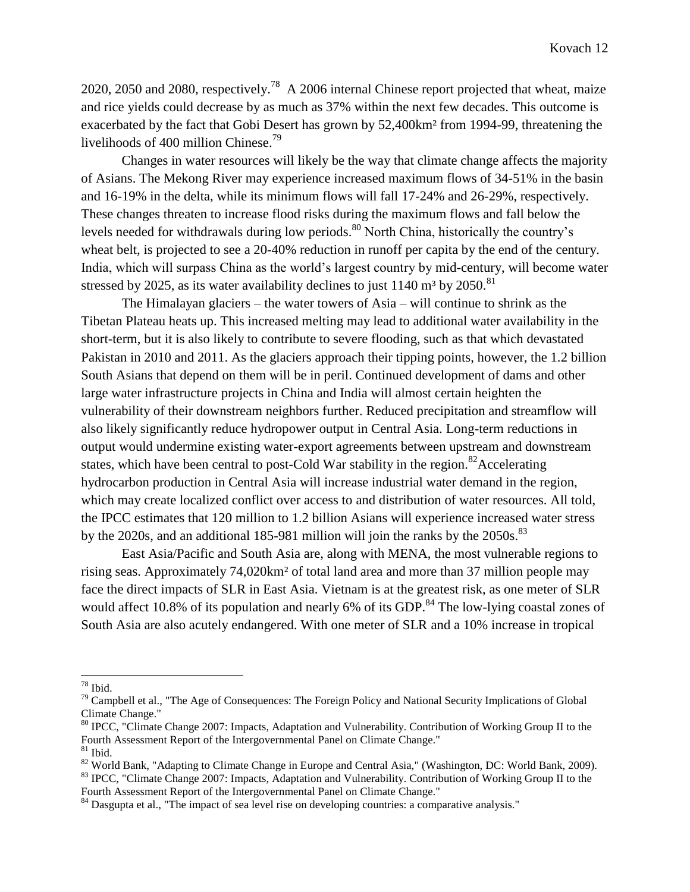2020, 2050 and 2080, respectively.[78] A 2006 internal Chinese report projected that wheat, maize and rice yields could decrease by as much as 37% within the next few decades. This outcome is exacerbated by the fact that Gobi Desert has grown by 52,400km² from 1994-99, threatening the livelihoods of 400 million Chinese.[79]

Changes in water resources will likely be the way that climate change affects the majority of Asians. The Mekong River may experience increased maximum flows of 34-51% in the basin and 16-19% in the delta, while its minimum flows will fall 17-24% and 26-29%, respectively. These changes threaten to increase flood risks during the maximum flows and fall below the levels needed for withdrawals during low periods.[80] North China, historically the country's wheat belt, is projected to see a 20-40% reduction in runoff per capita by the end of the century. India, which will surpass China as the world's largest country by mid-century, will become water stressed by 2025, as its water availability declines to just 1140 m³ by 2050.[81]

The Himalayan glaciers – the water towers of Asia – will continue to shrink as the Tibetan Plateau heats up. This increased melting may lead to additional water availability in the short-term, but it is also likely to contribute to severe flooding, such as that which devastated Pakistan in 2010 and 2011. As the glaciers approach their tipping points, however, the 1.2 billion South Asians that depend on them will be in peril. Continued development of dams and other large water infrastructure projects in China and India will almost certain heighten the vulnerability of their downstream neighbors further. Reduced precipitation and streamflow will also likely significantly reduce hydropower output in Central Asia. Long-term reductions in output would undermine existing water-export agreements between upstream and downstream states, which have been central to post-Cold War stability in the region.[82]Accelerating hydrocarbon production in Central Asia will increase industrial water demand in the region, which may create localized conflict over access to and distribution of water resources. All told, the IPCC estimates that 120 million to 1.2 billion Asians will experience increased water stress by the 2020s, and an additional 185-981 million will join the ranks by the 2050s.[83]

East Asia/Pacific and South Asia are, along with MENA, the most vulnerable regions to rising seas. Approximately 74,020km² of total land area and more than 37 million people may face the direct impacts of SLR in East Asia. Vietnam is at the greatest risk, as one meter of SLR would affect 10.8% of its population and nearly 6% of its GDP.[84] The low-lying coastal zones of South Asia are also acutely endangered. With one meter of SLR and a 10% increase in tropical

---

[78] Ibid.

[79] Campbell et al., "The Age of Consequences: The Foreign Policy and National Security Implications of Global Climate Change."

[80] IPCC, "Climate Change 2007: Impacts, Adaptation and Vulnerability. Contribution of Working Group II to the Fourth Assessment Report of the Intergovernmental Panel on Climate Change."

[81] Ibid.

[82] World Bank, "Adapting to Climate Change in Europe and Central Asia," (Washington, DC: World Bank, 2009).

[83] IPCC, "Climate Change 2007: Impacts, Adaptation and Vulnerability. Contribution of Working Group II to the Fourth Assessment Report of the Intergovernmental Panel on Climate Change."

[84] Dasgupta et al., "The impact of sea level rise on developing countries: a comparative analysis."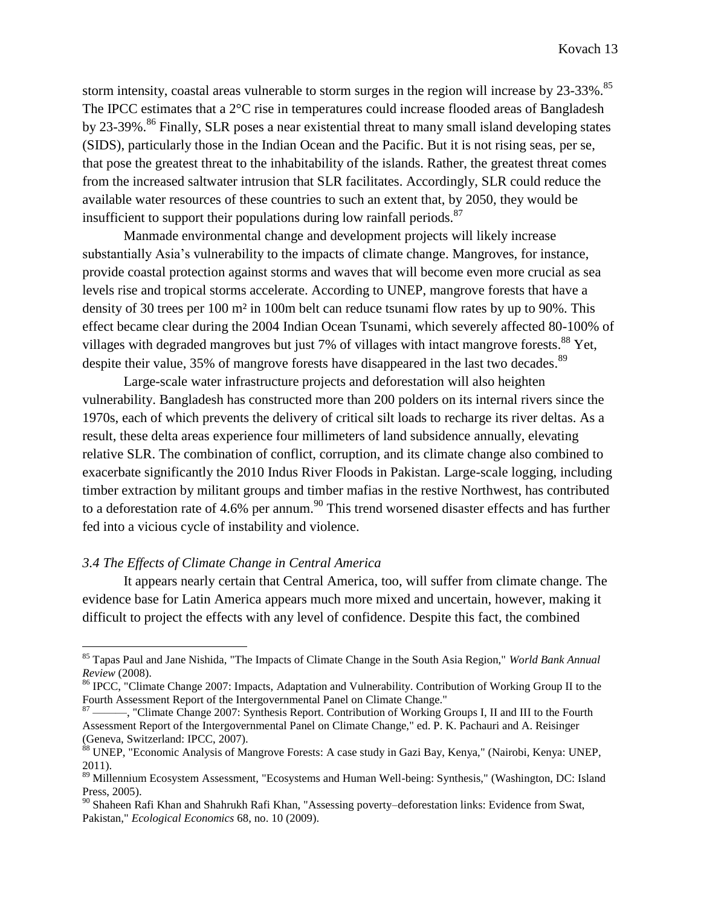storm intensity, coastal areas vulnerable to storm surges in the region will increase by 23-33%.[85] The IPCC estimates that a 2°C rise in temperatures could increase flooded areas of Bangladesh by 23-39%.[86] Finally, SLR poses a near existential threat to many small island developing states (SIDS), particularly those in the Indian Ocean and the Pacific. But it is not rising seas, per se, that pose the greatest threat to the inhabitability of the islands. Rather, the greatest threat comes from the increased saltwater intrusion that SLR facilitates. Accordingly, SLR could reduce the available water resources of these countries to such an extent that, by 2050, they would be insufficient to support their populations during low rainfall periods.[87]

Manmade environmental change and development projects will likely increase substantially Asia's vulnerability to the impacts of climate change. Mangroves, for instance, provide coastal protection against storms and waves that will become even more crucial as sea levels rise and tropical storms accelerate. According to UNEP, mangrove forests that have a density of 30 trees per 100 m² in 100m belt can reduce tsunami flow rates by up to 90%. This effect became clear during the 2004 Indian Ocean Tsunami, which severely affected 80-100% of villages with degraded mangroves but just 7% of villages with intact mangrove forests.[88] Yet, despite their value, 35% of mangrove forests have disappeared in the last two decades.[89]

Large-scale water infrastructure projects and deforestation will also heighten vulnerability. Bangladesh has constructed more than 200 polders on its internal rivers since the 1970s, each of which prevents the delivery of critical silt loads to recharge its river deltas. As a result, these delta areas experience four millimeters of land subsidence annually, elevating relative SLR. The combination of conflict, corruption, and its climate change also combined to exacerbate significantly the 2010 Indus River Floods in Pakistan. Large-scale logging, including timber extraction by militant groups and timber mafias in the restive Northwest, has contributed to a deforestation rate of 4.6% per annum.[90] This trend worsened disaster effects and has further fed into a vicious cycle of instability and violence.

### *3.4 The Effects of Climate Change in Central America*

It appears nearly certain that Central America, too, will suffer from climate change. The evidence base for Latin America appears much more mixed and uncertain, however, making it difficult to project the effects with any level of confidence. Despite this fact, the combined

---

[85] Tapas Paul and Jane Nishida, "The Impacts of Climate Change in the South Asia Region," *World Bank Annual Review* (2008).

[86] IPCC, "Climate Change 2007: Impacts, Adaptation and Vulnerability. Contribution of Working Group II to the Fourth Assessment Report of the Intergovernmental Panel on Climate Change."

[87] ———, "Climate Change 2007: Synthesis Report. Contribution of Working Groups I, II and III to the Fourth Assessment Report of the Intergovernmental Panel on Climate Change," ed. P. K. Pachauri and A. Reisinger (Geneva, Switzerland: IPCC, 2007).

[88] UNEP, "Economic Analysis of Mangrove Forests: A case study in Gazi Bay, Kenya," (Nairobi, Kenya: UNEP, 2011).

[89] Millennium Ecosystem Assessment, "Ecosystems and Human Well-being: Synthesis," (Washington, DC: Island Press, 2005).

[90] Shaheen Rafi Khan and Shahrukh Rafi Khan, "Assessing poverty–deforestation links: Evidence from Swat, Pakistan," *Ecological Economics* 68, no. 10 (2009).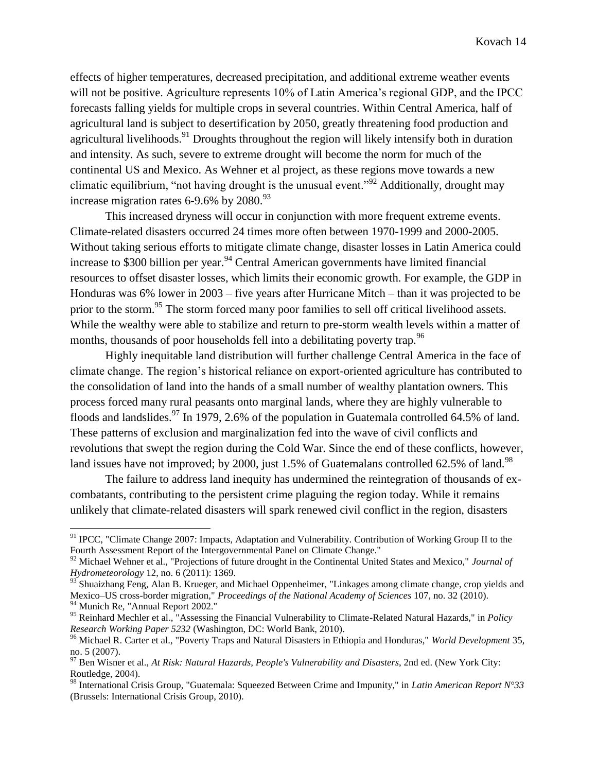effects of higher temperatures, decreased precipitation, and additional extreme weather events will not be positive. Agriculture represents 10% of Latin America's regional GDP, and the IPCC forecasts falling yields for multiple crops in several countries. Within Central America, half of agricultural land is subject to desertification by 2050, greatly threatening food production and agricultural livelihoods.[91] Droughts throughout the region will likely intensify both in duration and intensity. As such, severe to extreme drought will become the norm for much of the continental US and Mexico. As Wehner et al project, as these regions move towards a new climatic equilibrium, "not having drought is the unusual event."[92] Additionally, drought may increase migration rates 6-9.6% by 2080.[93]

This increased dryness will occur in conjunction with more frequent extreme events. Climate-related disasters occurred 24 times more often between 1970-1999 and 2000-2005. Without taking serious efforts to mitigate climate change, disaster losses in Latin America could increase to \$300 billion per year.[94] Central American governments have limited financial resources to offset disaster losses, which limits their economic growth. For example, the GDP in Honduras was 6% lower in 2003 – five years after Hurricane Mitch – than it was projected to be prior to the storm.[95] The storm forced many poor families to sell off critical livelihood assets. While the wealthy were able to stabilize and return to pre-storm wealth levels within a matter of months, thousands of poor households fell into a debilitating poverty trap.[96]

Highly inequitable land distribution will further challenge Central America in the face of climate change. The region's historical reliance on export-oriented agriculture has contributed to the consolidation of land into the hands of a small number of wealthy plantation owners. This process forced many rural peasants onto marginal lands, where they are highly vulnerable to floods and landslides.[97] In 1979, 2.6% of the population in Guatemala controlled 64.5% of land. These patterns of exclusion and marginalization fed into the wave of civil conflicts and revolutions that swept the region during the Cold War. Since the end of these conflicts, however, land issues have not improved; by 2000, just 1.5% of Guatemalans controlled 62.5% of land.[98]

The failure to address land inequity has undermined the reintegration of thousands of ex-combatants, contributing to the persistent crime plaguing the region today. While it remains unlikely that climate-related disasters will spark renewed civil conflict in the region, disasters

---

[91] IPCC, "Climate Change 2007: Impacts, Adaptation and Vulnerability. Contribution of Working Group II to the Fourth Assessment Report of the Intergovernmental Panel on Climate Change."

[92] Michael Wehner et al., "Projections of future drought in the Continental United States and Mexico," *Journal of Hydrometeorology* 12, no. 6 (2011): 1369.

[93] Shuaizhang Feng, Alan B. Krueger, and Michael Oppenheimer, "Linkages among climate change, crop yields and Mexico–US cross-border migration," *Proceedings of the National Academy of Sciences* 107, no. 32 (2010).

[94] Munich Re, "Annual Report 2002."

[95] Reinhard Mechler et al., "Assessing the Financial Vulnerability to Climate-Related Natural Hazards," in *Policy Research Working Paper 5232* (Washington, DC: World Bank, 2010).

[96] Michael R. Carter et al., "Poverty Traps and Natural Disasters in Ethiopia and Honduras," *World Development* 35, no. 5 (2007).

[97] Ben Wisner et al., *At Risk: Natural Hazards, People's Vulnerability and Disasters*, 2nd ed. (New York City: Routledge, 2004).

[98] International Crisis Group, "Guatemala: Squeezed Between Crime and Impunity," in *Latin American Report N°33* (Brussels: International Crisis Group, 2010).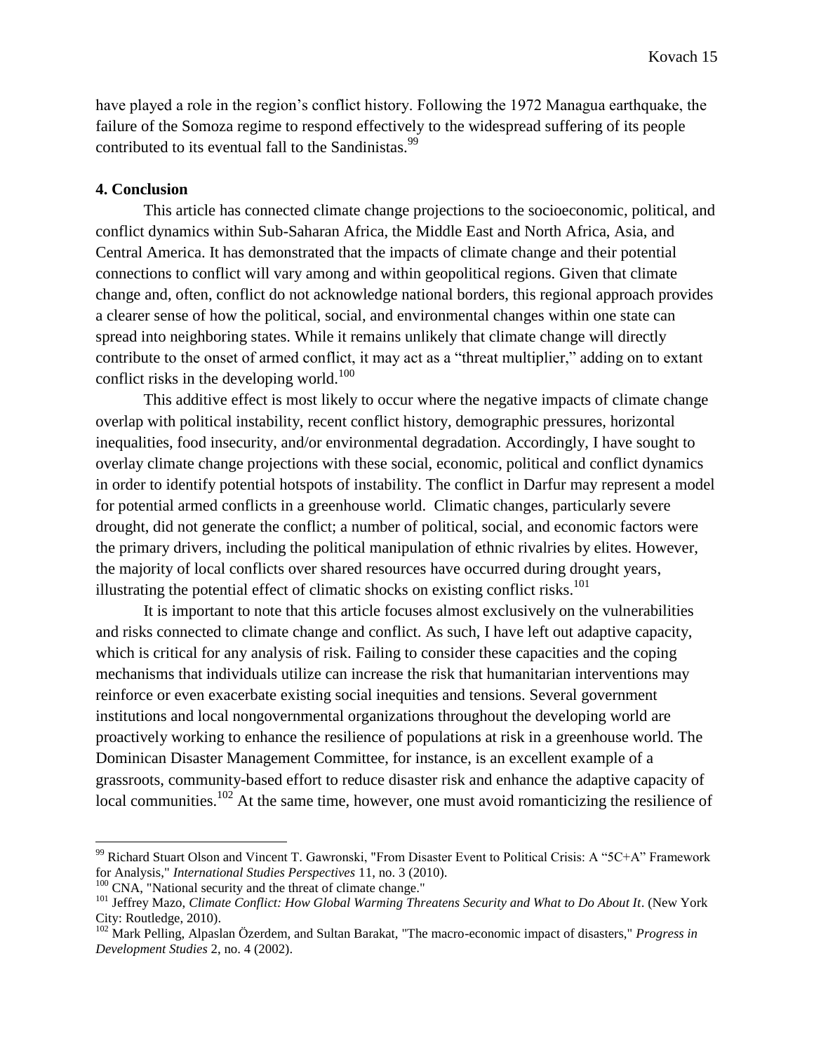have played a role in the region's conflict history. Following the 1972 Managua earthquake, the failure of the Somoza regime to respond effectively to the widespread suffering of its people contributed to its eventual fall to the Sandinistas.[99]

## 4. Conclusion

This article has connected climate change projections to the socioeconomic, political, and conflict dynamics within Sub-Saharan Africa, the Middle East and North Africa, Asia, and Central America. It has demonstrated that the impacts of climate change and their potential connections to conflict will vary among and within geopolitical regions. Given that climate change and, often, conflict do not acknowledge national borders, this regional approach provides a clearer sense of how the political, social, and environmental changes within one state can spread into neighboring states. While it remains unlikely that climate change will directly contribute to the onset of armed conflict, it may act as a "threat multiplier," adding on to extant conflict risks in the developing world.[100]

This additive effect is most likely to occur where the negative impacts of climate change overlap with political instability, recent conflict history, demographic pressures, horizontal inequalities, food insecurity, and/or environmental degradation. Accordingly, I have sought to overlay climate change projections with these social, economic, political and conflict dynamics in order to identify potential hotspots of instability. The conflict in Darfur may represent a model for potential armed conflicts in a greenhouse world. Climatic changes, particularly severe drought, did not generate the conflict; a number of political, social, and economic factors were the primary drivers, including the political manipulation of ethnic rivalries by elites. However, the majority of local conflicts over shared resources have occurred during drought years, illustrating the potential effect of climatic shocks on existing conflict risks.[101]

It is important to note that this article focuses almost exclusively on the vulnerabilities and risks connected to climate change and conflict. As such, I have left out adaptive capacity, which is critical for any analysis of risk. Failing to consider these capacities and the coping mechanisms that individuals utilize can increase the risk that humanitarian interventions may reinforce or even exacerbate existing social inequities and tensions. Several government institutions and local nongovernmental organizations throughout the developing world are proactively working to enhance the resilience of populations at risk in a greenhouse world. The Dominican Disaster Management Committee, for instance, is an excellent example of a grassroots, community-based effort to reduce disaster risk and enhance the adaptive capacity of local communities.[102] At the same time, however, one must avoid romanticizing the resilience of

---

[99] Richard Stuart Olson and Vincent T. Gawronski, "From Disaster Event to Political Crisis: A "5C+A" Framework for Analysis," *International Studies Perspectives* 11, no. 3 (2010).

[100] CNA, "National security and the threat of climate change."

[101] Jeffrey Mazo, *Climate Conflict: How Global Warming Threatens Security and What to Do About It*. (New York City: Routledge, 2010).

[102] Mark Pelling, Alpaslan Özerdem, and Sultan Barakat, "The macro-economic impact of disasters," *Progress in Development Studies* 2, no. 4 (2002).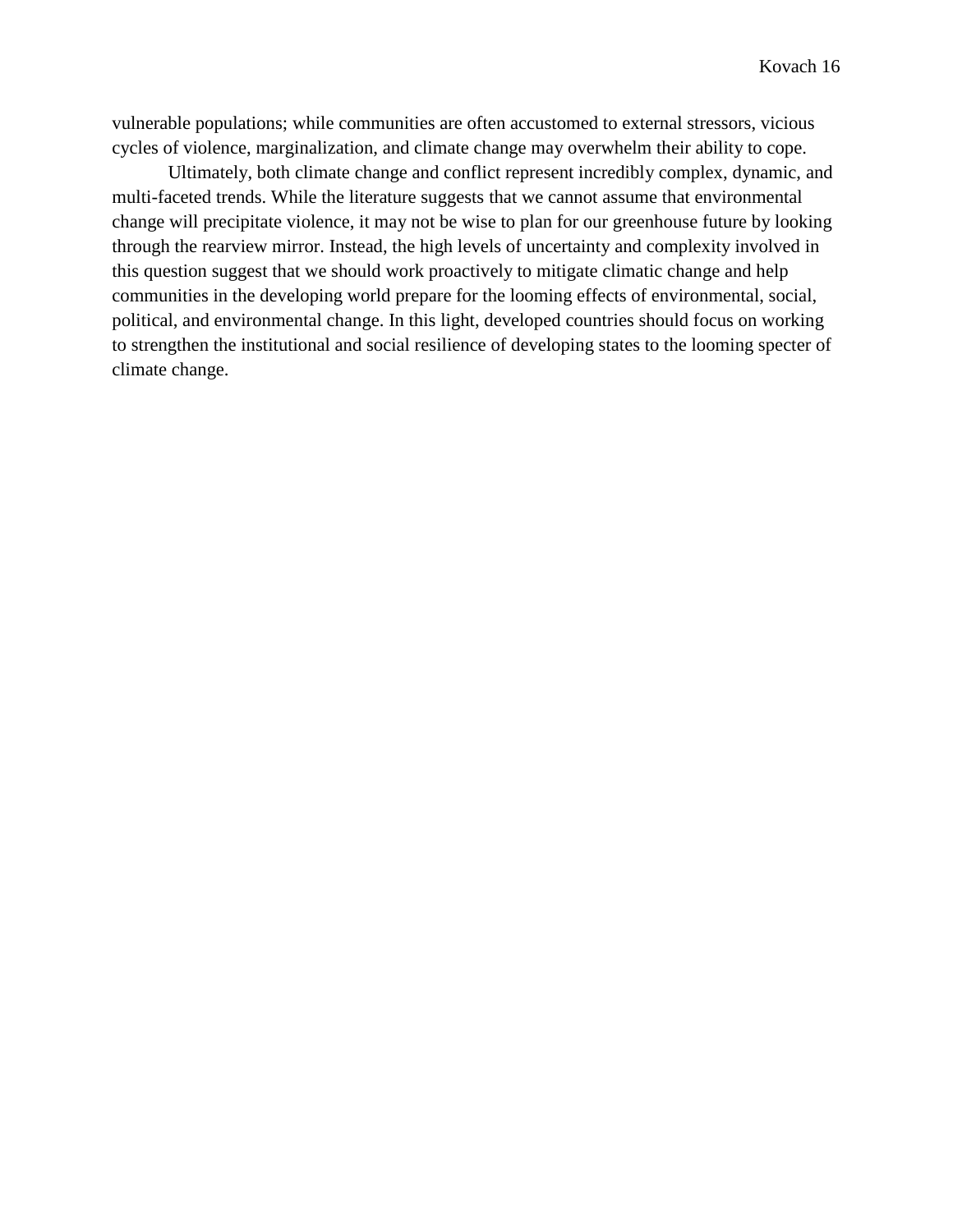vulnerable populations; while communities are often accustomed to external stressors, vicious cycles of violence, marginalization, and climate change may overwhelm their ability to cope.

Ultimately, both climate change and conflict represent incredibly complex, dynamic, and multi-faceted trends. While the literature suggests that we cannot assume that environmental change will precipitate violence, it may not be wise to plan for our greenhouse future by looking through the rearview mirror. Instead, the high levels of uncertainty and complexity involved in this question suggest that we should work proactively to mitigate climatic change and help communities in the developing world prepare for the looming effects of environmental, social, political, and environmental change. In this light, developed countries should focus on working to strengthen the institutional and social resilience of developing states to the looming specter of climate change.